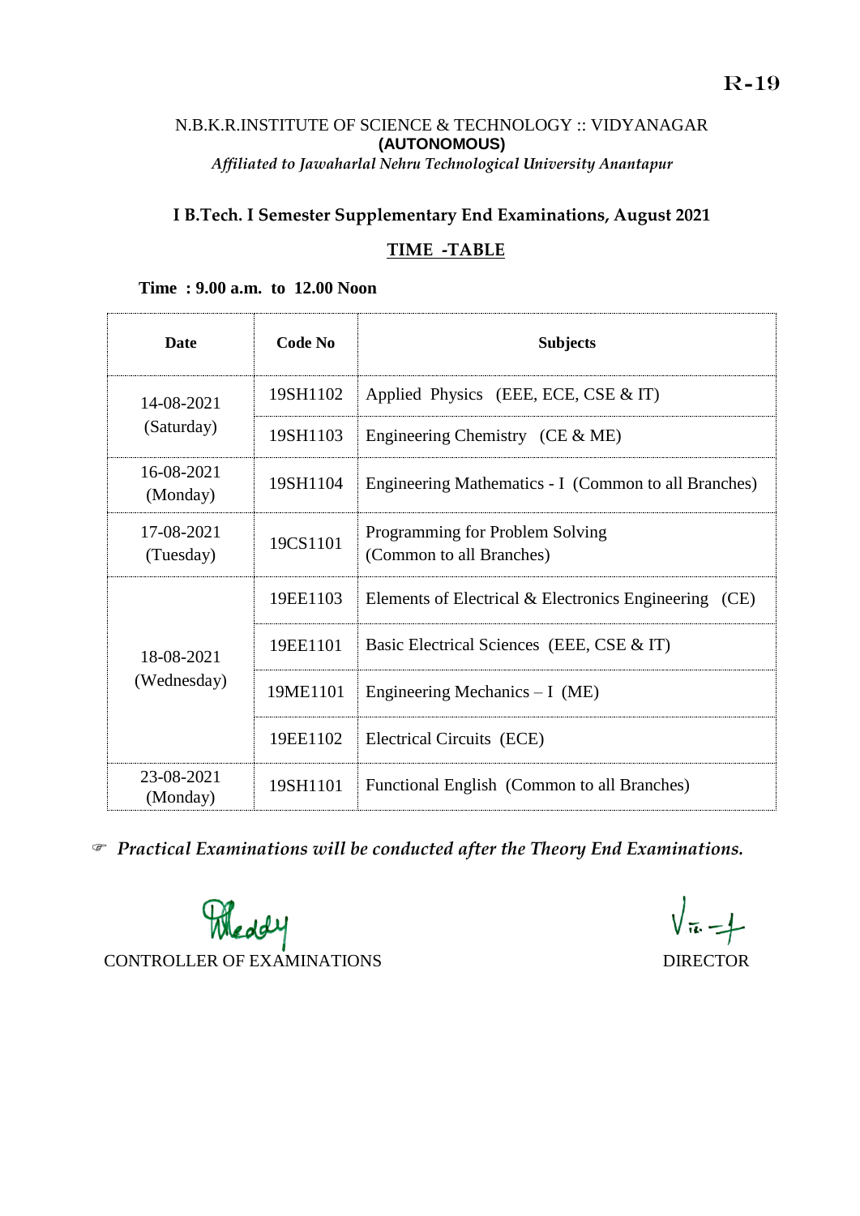R-19

N.B.K.R.INSTITUTE OF SCIENCE & TECHNOLOGY :: VIDYANAGAR

**(AUTONOMOUS)**

*Affiliated to Jawaharlal Nehru Technological University Anantapur*

## I B.Tech. I Semester Supplementary End Examinations, August 2021

## TIME -TABLE

**Time : 9.00 a.m. to 12.00 Noon**

| Date | Code No | Subjects |
|---|---|---|
| 14-08-2021 (Saturday) | 19SH1102 | Applied Physics (EEE, ECE, CSE & IT) |
| | 19SH1103 | Engineering Chemistry (CE & ME) |
| 16-08-2021 (Monday) | 19SH1104 | Engineering Mathematics - I (Common to all Branches) |
| 17-08-2021 (Tuesday) | 19CS1101 | Programming for Problem Solving (Common to all Branches) |
| 18-08-2021 (Wednesday) | 19EE1103 | Elements of Electrical & Electronics Engineering (CE) |
| | 19EE1101 | Basic Electrical Sciences (EEE, CSE & IT) |
| | 19ME1101 | Engineering Mechanics – I (ME) |
| | 19EE1102 | Electrical Circuits (ECE) |
| 23-08-2021 (Monday) | 19SH1101 | Functional English (Common to all Branches) |

☞ ***Practical Examinations will be conducted after the Theory End Examinations.***

CONTROLLER OF EXAMINATIONS

DIRECTOR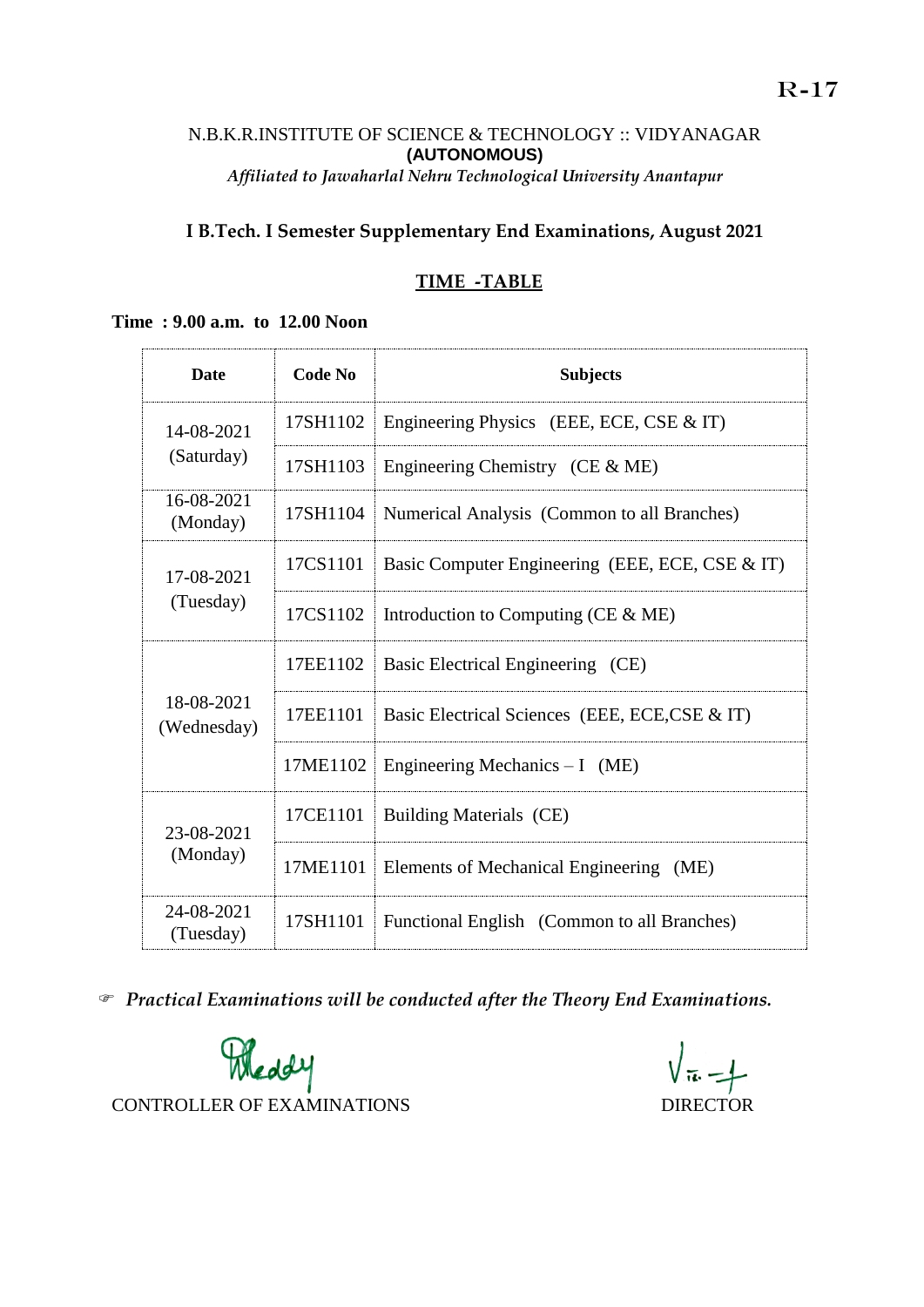R-17

N.B.K.R.INSTITUTE OF SCIENCE & TECHNOLOGY :: VIDYANAGAR
**(AUTONOMOUS)**
*Affiliated to Jawaharlal Nehru Technological University Anantapur*

## I B.Tech. I Semester Supplementary End Examinations, August 2021

## TIME -TABLE

**Time : 9.00 a.m. to 12.00 Noon**

| Date | Code No | Subjects |
|---|---|---|
| 14-08-2021 (Saturday) | 17SH1102 | Engineering Physics (EEE, ECE, CSE & IT) |
| | 17SH1103 | Engineering Chemistry (CE & ME) |
| 16-08-2021 (Monday) | 17SH1104 | Numerical Analysis (Common to all Branches) |
| 17-08-2021 (Tuesday) | 17CS1101 | Basic Computer Engineering (EEE, ECE, CSE & IT) |
| | 17CS1102 | Introduction to Computing (CE & ME) |
| 18-08-2021 (Wednesday) | 17EE1102 | Basic Electrical Engineering (CE) |
| | 17EE1101 | Basic Electrical Sciences (EEE, ECE,CSE & IT) |
| | 17ME1102 | Engineering Mechanics – I (ME) |
| 23-08-2021 (Monday) | 17CE1101 | Building Materials (CE) |
| | 17ME1101 | Elements of Mechanical Engineering (ME) |
| 24-08-2021 (Tuesday) | 17SH1101 | Functional English (Common to all Branches) |

☞ *Practical Examinations will be conducted after the Theory End Examinations.*

CONTROLLER OF EXAMINATIONS

DIRECTOR